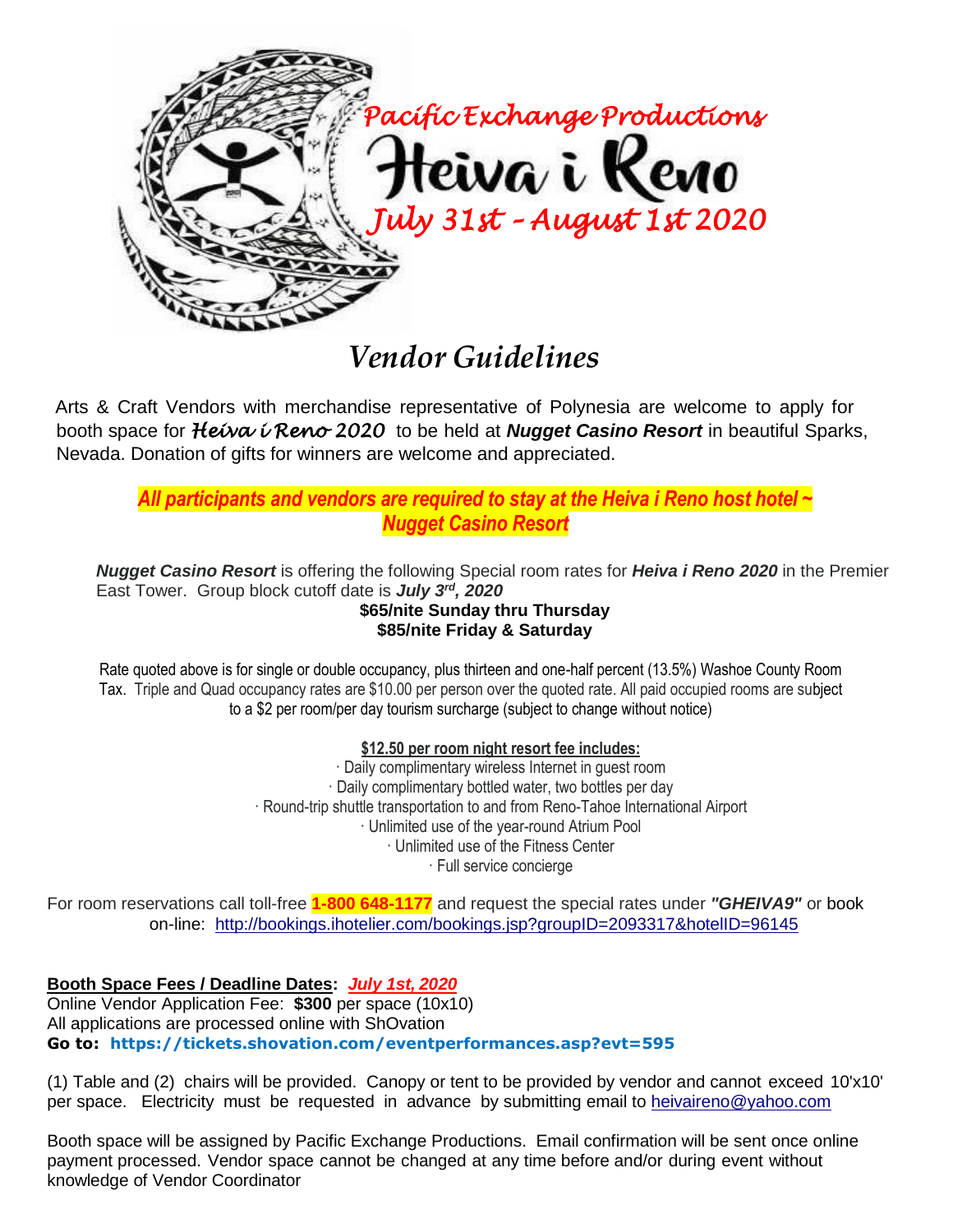*Pacific Exchange Productions*

# Heiva i Reno

*July 31st – August 1st 2020*

## *Vendor Guidelines*

Arts & Craft Vendors with merchandise representative of Polynesia are welcome to apply for booth space for *Heiva i Reno 2020* to be held at ***Nugget Casino Resort*** in beautiful Sparks, Nevada. Donation of gifts for winners are welcome and appreciated.

***All participants and vendors are required to stay at the Heiva i Reno host hotel ~ Nugget Casino Resort***

***Nugget Casino Resort*** is offering the following Special room rates for ***Heiva i Reno 2020*** in the Premier East Tower. Group block cutoff date is ***July 3rd, 2020***

**$65/nite Sunday thru Thursday**
**$85/nite Friday & Saturday**

Rate quoted above is for single or double occupancy, plus thirteen and one-half percent (13.5%) Washoe County Room Tax. Triple and Quad occupancy rates are $10.00 per person over the quoted rate. All paid occupied rooms are subject to a $2 per room/per day tourism surcharge (subject to change without notice)

**$12.50 per room night resort fee includes:**

- Daily complimentary wireless Internet in guest room
- Daily complimentary bottled water, two bottles per day
- Round-trip shuttle transportation to and from Reno-Tahoe International Airport
- Unlimited use of the year-round Atrium Pool
- Unlimited use of the Fitness Center
- Full service concierge

For room reservations call toll-free **1-800 648-1177** and request the special rates under ***"GHEIVA9"*** or book on-line: http://bookings.ihotelier.com/bookings.jsp?groupID=2093317&hotelID=96145

**Booth Space Fees / Deadline Dates:** ***July 1st, 2020***
Online Vendor Application Fee: **$300** per space (10x10)
All applications are processed online with ShOvation
**Go to: https://tickets.shovation.com/eventperformances.asp?evt=595**

(1) Table and (2) chairs will be provided. Canopy or tent to be provided by vendor and cannot exceed 10'x10' per space. Electricity must be requested in advance by submitting email to heivaireno@yahoo.com

Booth space will be assigned by Pacific Exchange Productions. Email confirmation will be sent once online payment processed. Vendor space cannot be changed at any time before and/or during event without knowledge of Vendor Coordinator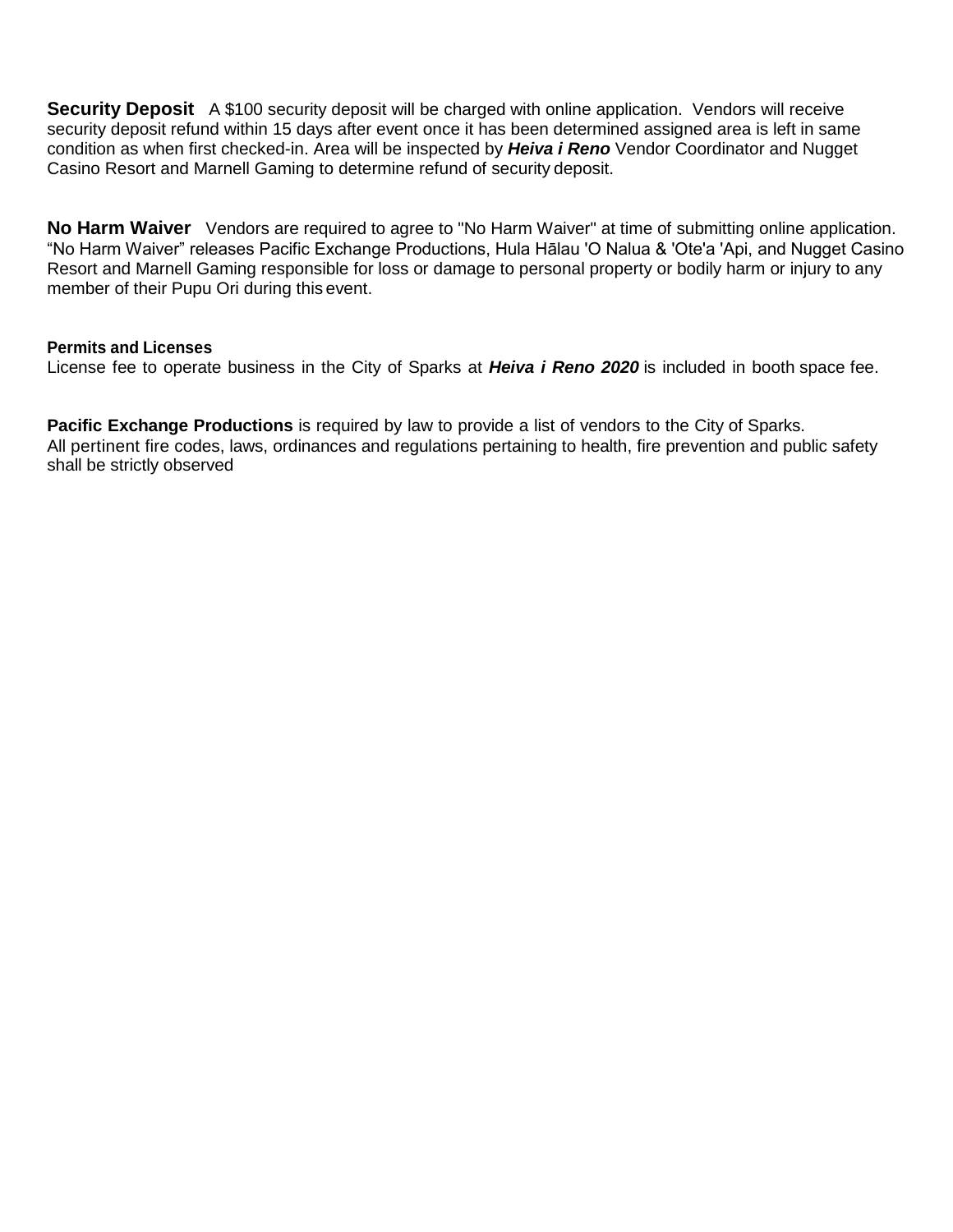**Security Deposit** A $100 security deposit will be charged with online application. Vendors will receive security deposit refund within 15 days after event once it has been determined assigned area is left in same condition as when first checked-in. Area will be inspected by ***Heiva i Reno*** Vendor Coordinator and Nugget Casino Resort and Marnell Gaming to determine refund of security deposit.

**No Harm Waiver** Vendors are required to agree to "No Harm Waiver" at time of submitting online application. "No Harm Waiver" releases Pacific Exchange Productions, Hula Hālau 'O Nalua & 'Ote'a 'Api, and Nugget Casino Resort and Marnell Gaming responsible for loss or damage to personal property or bodily harm or injury to any member of their Pupu Ori during this event.

**Permits and Licenses**

License fee to operate business in the City of Sparks at ***Heiva i Reno 2020*** is included in booth space fee.

**Pacific Exchange Productions** is required by law to provide a list of vendors to the City of Sparks.
All pertinent fire codes, laws, ordinances and regulations pertaining to health, fire prevention and public safety shall be strictly observed